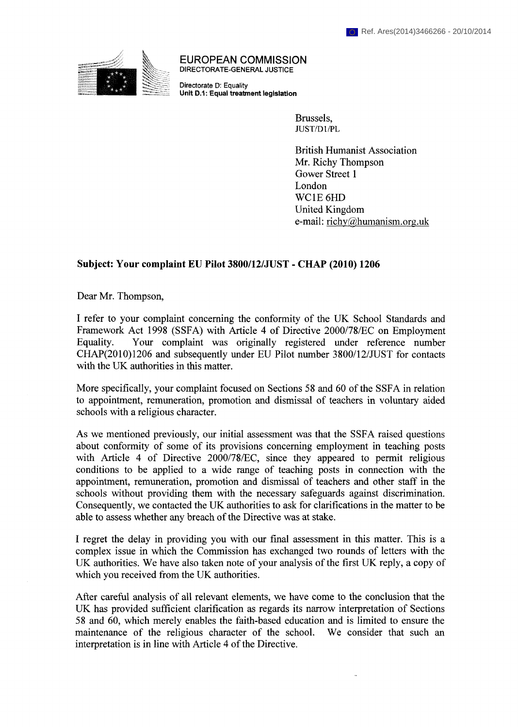Ref. Ares(2014)3466266 - 20/10/2014

EUROPEAN COMMISSION
DIRECTORATE-GENERAL JUSTICE

Directorate D: Equality
**Unit D.1: Equal treatment legislation**

Brussels,
JUST/D1/PL

British Humanist Association
Mr. Richy Thompson
Gower Street 1
London
WC1E 6HD
United Kingdom
e-mail: richy@humanism.org.uk

**Subject: Your complaint EU Pilot 3800/12/JUST - CHAP (2010) 1206**

Dear Mr. Thompson,

I refer to your complaint concerning the conformity of the UK School Standards and Framework Act 1998 (SSFA) with Article 4 of Directive 2000/78/EC on Employment Equality. Your complaint was originally registered under reference number CHAP(2010)1206 and subsequently under EU Pilot number 3800/12/JUST for contacts with the UK authorities in this matter.

More specifically, your complaint focused on Sections 58 and 60 of the SSFA in relation to appointment, remuneration, promotion and dismissal of teachers in voluntary aided schools with a religious character.

As we mentioned previously, our initial assessment was that the SSFA raised questions about conformity of some of its provisions concerning employment in teaching posts with Article 4 of Directive 2000/78/EC, since they appeared to permit religious conditions to be applied to a wide range of teaching posts in connection with the appointment, remuneration, promotion and dismissal of teachers and other staff in the schools without providing them with the necessary safeguards against discrimination. Consequently, we contacted the UK authorities to ask for clarifications in the matter to be able to assess whether any breach of the Directive was at stake.

I regret the delay in providing you with our final assessment in this matter. This is a complex issue in which the Commission has exchanged two rounds of letters with the UK authorities. We have also taken note of your analysis of the first UK reply, a copy of which you received from the UK authorities.

After careful analysis of all relevant elements, we have come to the conclusion that the UK has provided sufficient clarification as regards its narrow interpretation of Sections 58 and 60, which merely enables the faith-based education and is limited to ensure the maintenance of the religious character of the school. We consider that such an interpretation is in line with Article 4 of the Directive.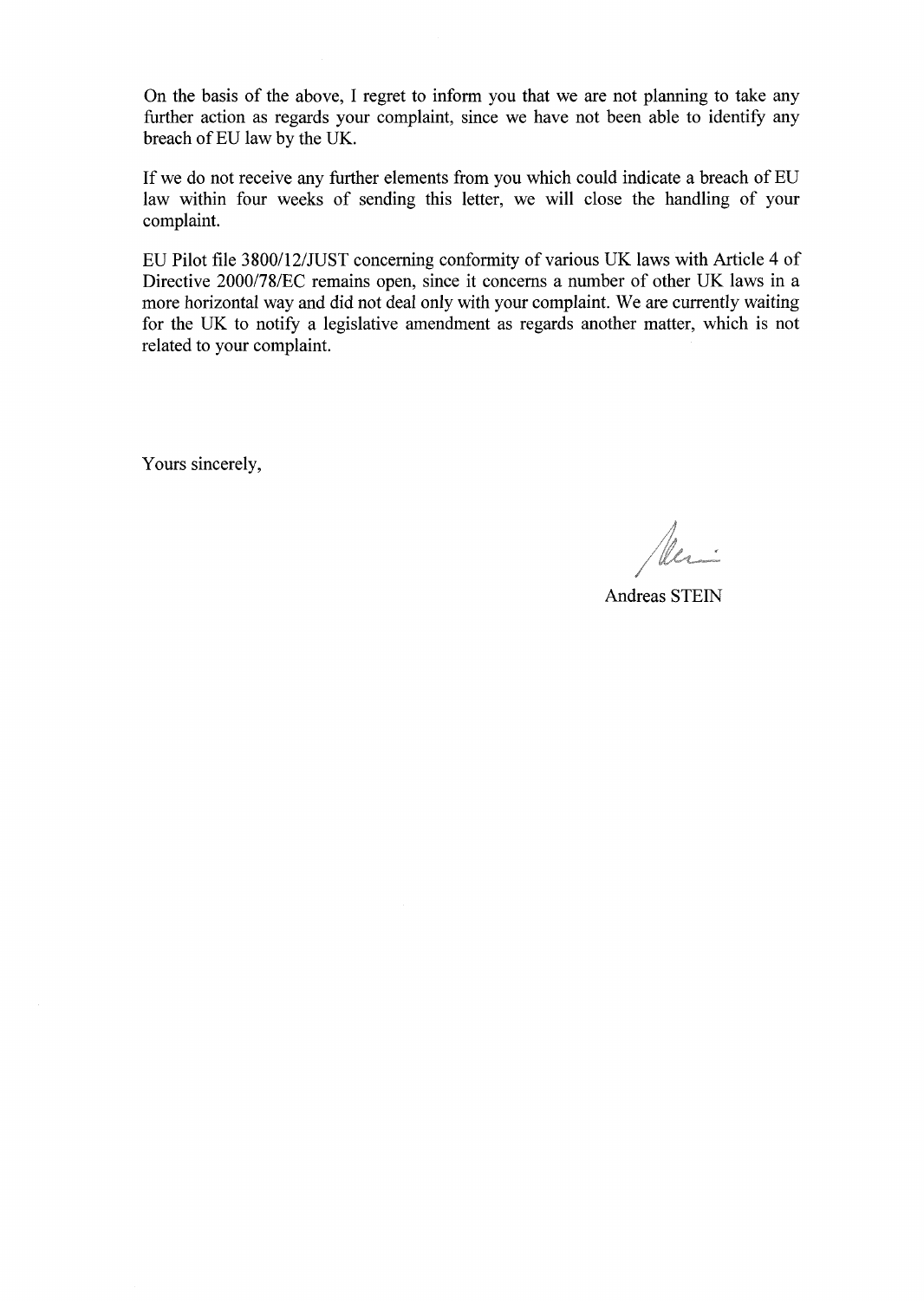On the basis of the above, I regret to inform you that we are not planning to take any further action as regards your complaint, since we have not been able to identify any breach of EU law by the UK.

If we do not receive any further elements from you which could indicate a breach of EU law within four weeks of sending this letter, we will close the handling of your complaint.

EU Pilot file 3800/12/JUST concerning conformity of various UK laws with Article 4 of Directive 2000/78/EC remains open, since it concerns a number of other UK laws in a more horizontal way and did not deal only with your complaint. We are currently waiting for the UK to notify a legislative amendment as regards another matter, which is not related to your complaint.

Yours sincerely,

Andreas STEIN